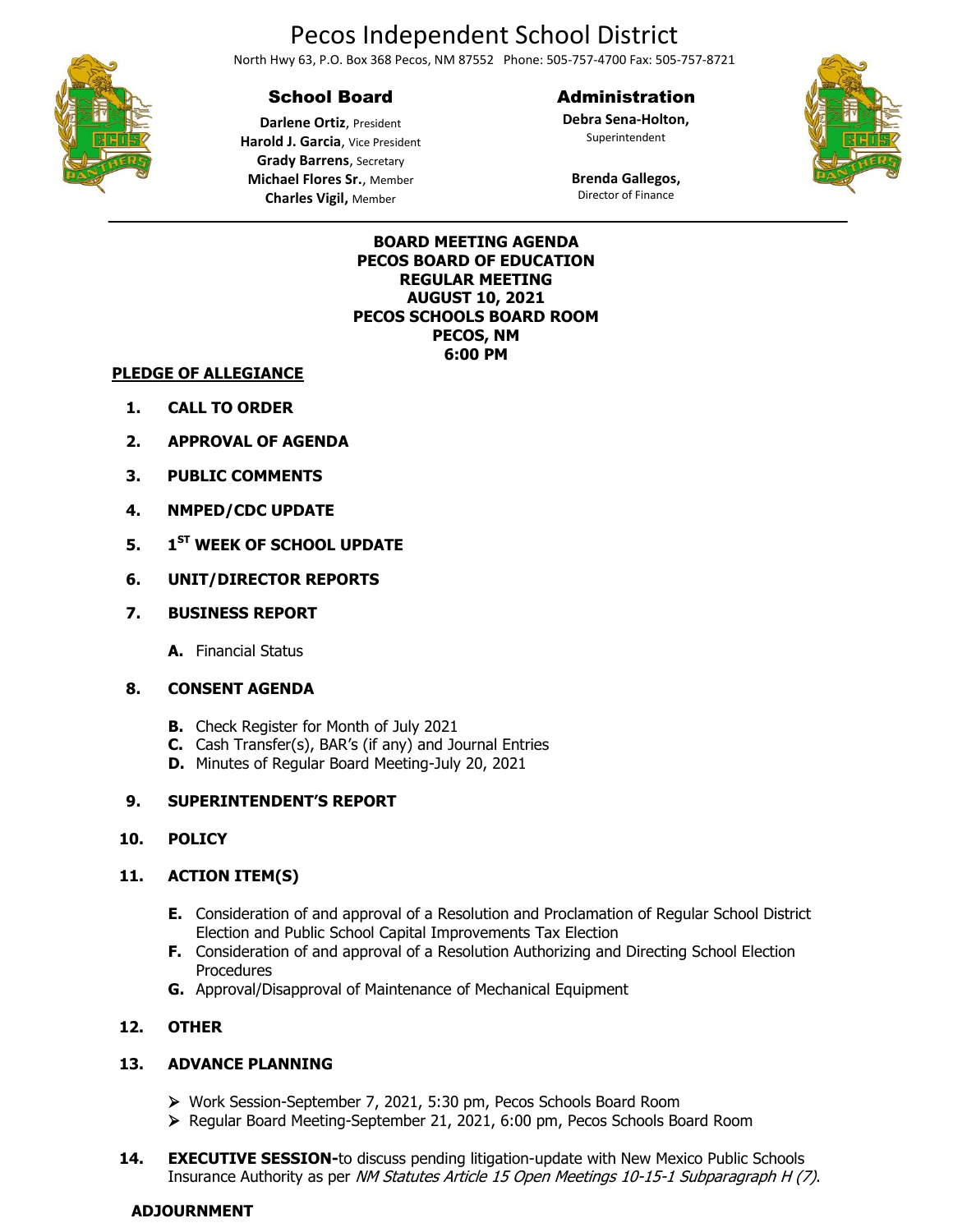# Pecos Independent School District

North Hwy 63, P.O. Box 368 Pecos, NM 87552 Phone: 505-757-4700 Fax: 505-757-8721

**School Board**

**Darlene Ortiz**, President
**Harold J. Garcia**, Vice President
**Grady Barrens**, Secretary
**Michael Flores Sr.**, Member
**Charles Vigil,** Member

**Administration**

**Debra Sena-Holton,**
Superintendent

**Brenda Gallegos,**
Director of Finance

---

**BOARD MEETING AGENDA**
**PECOS BOARD OF EDUCATION**
**REGULAR MEETING**
**AUGUST 10, 2021**
**PECOS SCHOOLS BOARD ROOM**
**PECOS, NM**
**6:00 PM**

**PLEDGE OF ALLEGIANCE**

1. **CALL TO ORDER**
2. **APPROVAL OF AGENDA**
3. **PUBLIC COMMENTS**
4. **NMPED/CDC UPDATE**
5. **1ST WEEK OF SCHOOL UPDATE**
6. **UNIT/DIRECTOR REPORTS**
7. **BUSINESS REPORT**
   - **A.** Financial Status
8. **CONSENT AGENDA**
   - **B.** Check Register for Month of July 2021
   - **C.** Cash Transfer(s), BAR's (if any) and Journal Entries
   - **D.** Minutes of Regular Board Meeting-July 20, 2021
9. **SUPERINTENDENT'S REPORT**
10. **POLICY**
11. **ACTION ITEM(S)**
    - **E.** Consideration of and approval of a Resolution and Proclamation of Regular School District Election and Public School Capital Improvements Tax Election
    - **F.** Consideration of and approval of a Resolution Authorizing and Directing School Election Procedures
    - **G.** Approval/Disapproval of Maintenance of Mechanical Equipment
12. **OTHER**
13. **ADVANCE PLANNING**
    - Work Session-September 7, 2021, 5:30 pm, Pecos Schools Board Room
    - Regular Board Meeting-September 21, 2021, 6:00 pm, Pecos Schools Board Room
14. **EXECUTIVE SESSION-**to discuss pending litigation-update with New Mexico Public Schools Insurance Authority as per *NM Statutes Article 15 Open Meetings 10-15-1 Subparagraph H (7)*.

**ADJOURNMENT**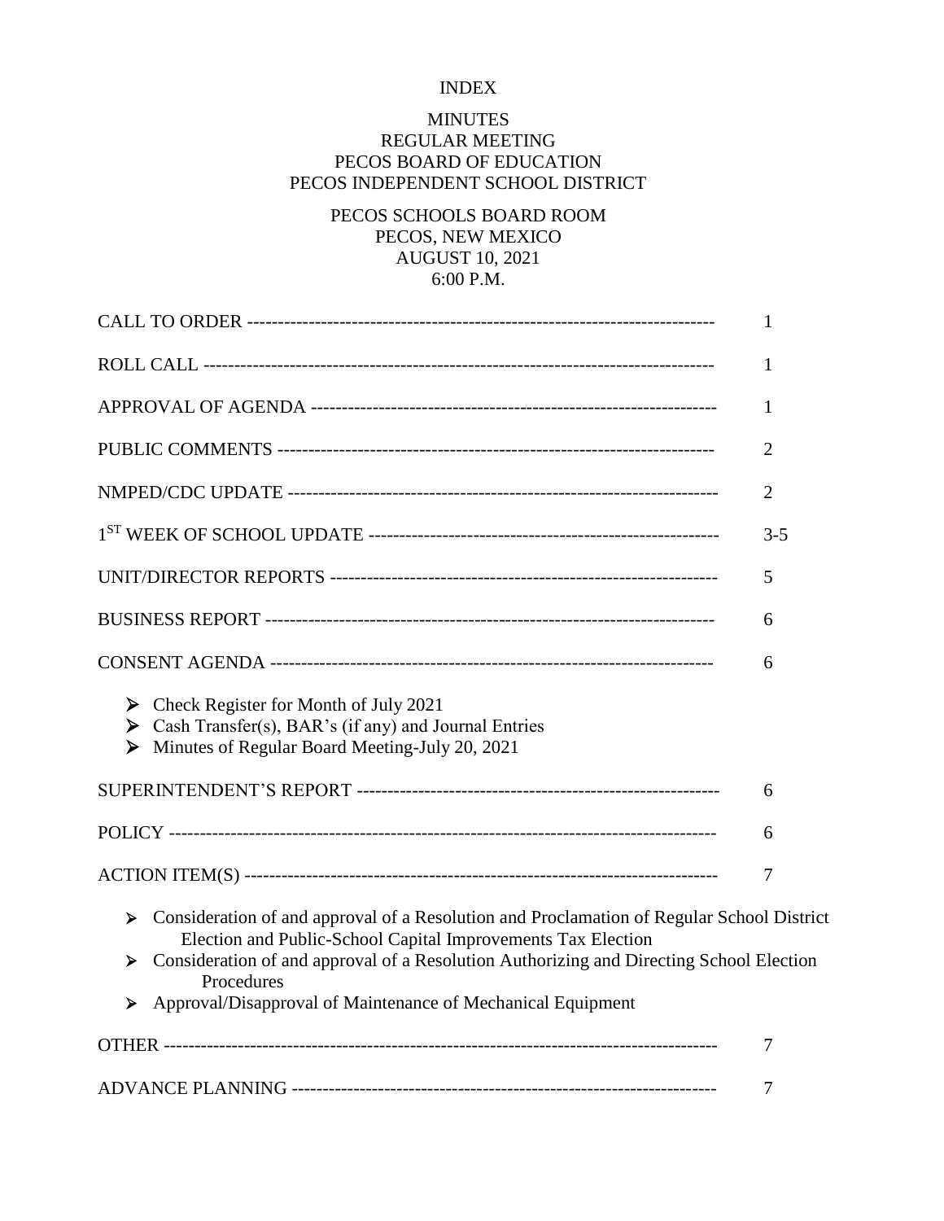# INDEX

## MINUTES
## REGULAR MEETING
## PECOS BOARD OF EDUCATION
## PECOS INDEPENDENT SCHOOL DISTRICT

PECOS SCHOOLS BOARD ROOM
PECOS, NEW MEXICO
AUGUST 10, 2021
6:00 P.M.

| | |
|---|---|
| CALL TO ORDER ---------------------------------------------------------------------------- | 1 |
| ROLL CALL ---------------------------------------------------------------------------------- | 1 |
| APPROVAL OF AGENDA ------------------------------------------------------------------ | 1 |
| PUBLIC COMMENTS ---------------------------------------------------------------------- | 2 |
| NMPED/CDC UPDATE --------------------------------------------------------------------- | 2 |
| 1ST WEEK OF SCHOOL UPDATE -------------------------------------------------------- | 3-5 |
| UNIT/DIRECTOR REPORTS --------------------------------------------------------------- | 5 |
| BUSINESS REPORT ------------------------------------------------------------------------- | 6 |
| CONSENT AGENDA ------------------------------------------------------------------------- | 6 |

- Check Register for Month of July 2021
- Cash Transfer(s), BAR's (if any) and Journal Entries
- Minutes of Regular Board Meeting-July 20, 2021

| | |
|---|---|
| SUPERINTENDENT'S REPORT ----------------------------------------------------------- | 6 |
| POLICY ---------------------------------------------------------------------------------------- | 6 |
| ACTION ITEM(S) ----------------------------------------------------------------------------- | 7 |

- Consideration of and approval of a Resolution and Proclamation of Regular School District Election and Public-School Capital Improvements Tax Election
- Consideration of and approval of a Resolution Authorizing and Directing School Election Procedures
- Approval/Disapproval of Maintenance of Mechanical Equipment

| | |
|---|---|
| OTHER ----------------------------------------------------------------------------------------- | 7 |
| ADVANCE PLANNING --------------------------------------------------------------------- | 7 |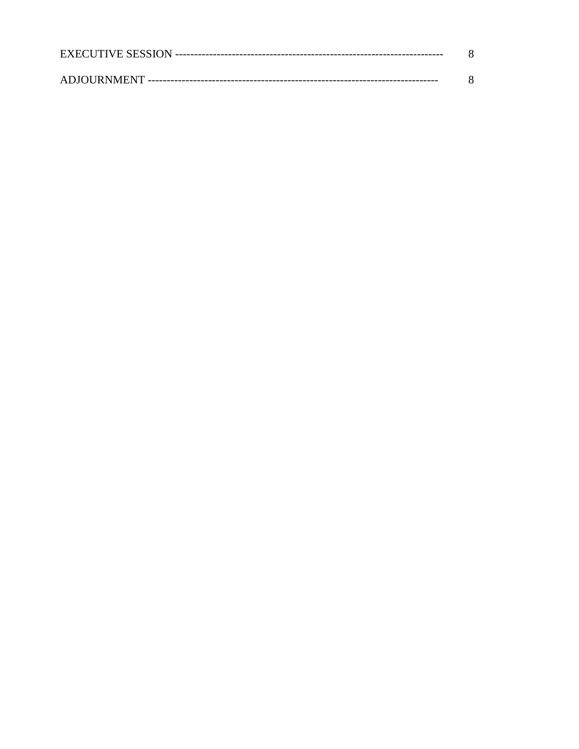EXECUTIVE SESSION ----------------------------------------------------------------------- 8

ADJOURNMENT ---------------------------------------------------------------------------- 8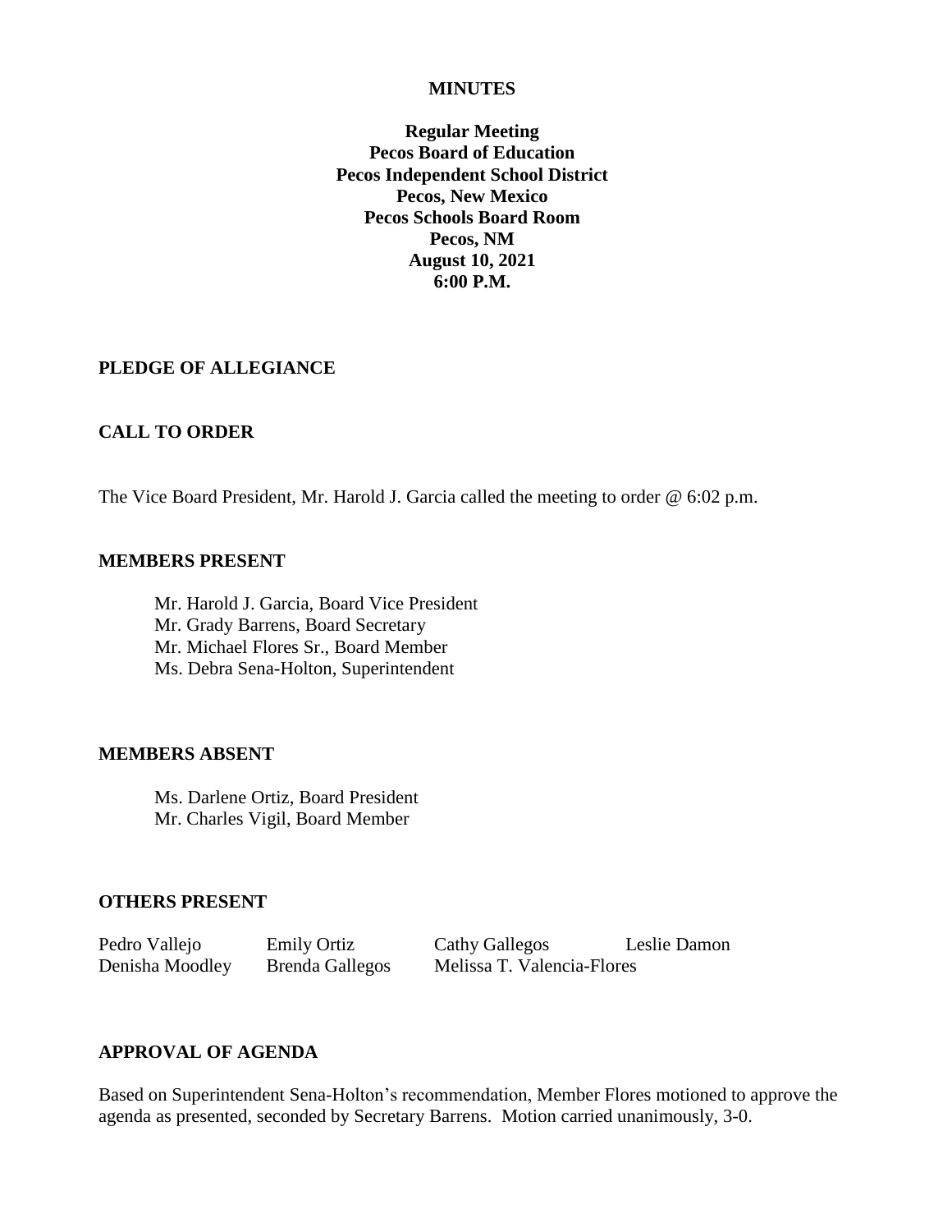**MINUTES**

**Regular Meeting**
**Pecos Board of Education**
**Pecos Independent School District**
**Pecos, New Mexico**
**Pecos Schools Board Room**
**Pecos, NM**
**August 10, 2021**
**6:00 P.M.**

## PLEDGE OF ALLEGIANCE

## CALL TO ORDER

The Vice Board President, Mr. Harold J. Garcia called the meeting to order @ 6:02 p.m.

## MEMBERS PRESENT

Mr. Harold J. Garcia, Board Vice President
Mr. Grady Barrens, Board Secretary
Mr. Michael Flores Sr., Board Member
Ms. Debra Sena-Holton, Superintendent

## MEMBERS ABSENT

Ms. Darlene Ortiz, Board President
Mr. Charles Vigil, Board Member

## OTHERS PRESENT

| | | | |
|---|---|---|---|
| Pedro Vallejo | Emily Ortiz | Cathy Gallegos | Leslie Damon |
| Denisha Moodley | Brenda Gallegos | Melissa T. Valencia-Flores | |

## APPROVAL OF AGENDA

Based on Superintendent Sena-Holton's recommendation, Member Flores motioned to approve the agenda as presented, seconded by Secretary Barrens. Motion carried unanimously, 3-0.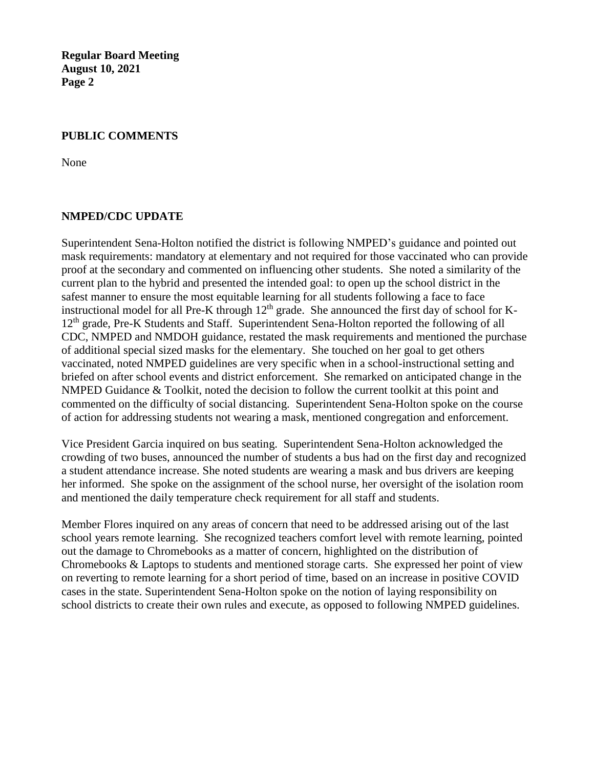## PUBLIC COMMENTS

None

## NMPED/CDC UPDATE

Superintendent Sena-Holton notified the district is following NMPED's guidance and pointed out mask requirements: mandatory at elementary and not required for those vaccinated who can provide proof at the secondary and commented on influencing other students. She noted a similarity of the current plan to the hybrid and presented the intended goal: to open up the school district in the safest manner to ensure the most equitable learning for all students following a face to face instructional model for all Pre-K through 12th grade. She announced the first day of school for K-12th grade, Pre-K Students and Staff. Superintendent Sena-Holton reported the following of all CDC, NMPED and NMDOH guidance, restated the mask requirements and mentioned the purchase of additional special sized masks for the elementary. She touched on her goal to get others vaccinated, noted NMPED guidelines are very specific when in a school-instructional setting and briefed on after school events and district enforcement. She remarked on anticipated change in the NMPED Guidance & Toolkit, noted the decision to follow the current toolkit at this point and commented on the difficulty of social distancing. Superintendent Sena-Holton spoke on the course of action for addressing students not wearing a mask, mentioned congregation and enforcement.

Vice President Garcia inquired on bus seating. Superintendent Sena-Holton acknowledged the crowding of two buses, announced the number of students a bus had on the first day and recognized a student attendance increase. She noted students are wearing a mask and bus drivers are keeping her informed. She spoke on the assignment of the school nurse, her oversight of the isolation room and mentioned the daily temperature check requirement for all staff and students.

Member Flores inquired on any areas of concern that need to be addressed arising out of the last school years remote learning. She recognized teachers comfort level with remote learning, pointed out the damage to Chromebooks as a matter of concern, highlighted on the distribution of Chromebooks & Laptops to students and mentioned storage carts. She expressed her point of view on reverting to remote learning for a short period of time, based on an increase in positive COVID cases in the state. Superintendent Sena-Holton spoke on the notion of laying responsibility on school districts to create their own rules and execute, as opposed to following NMPED guidelines.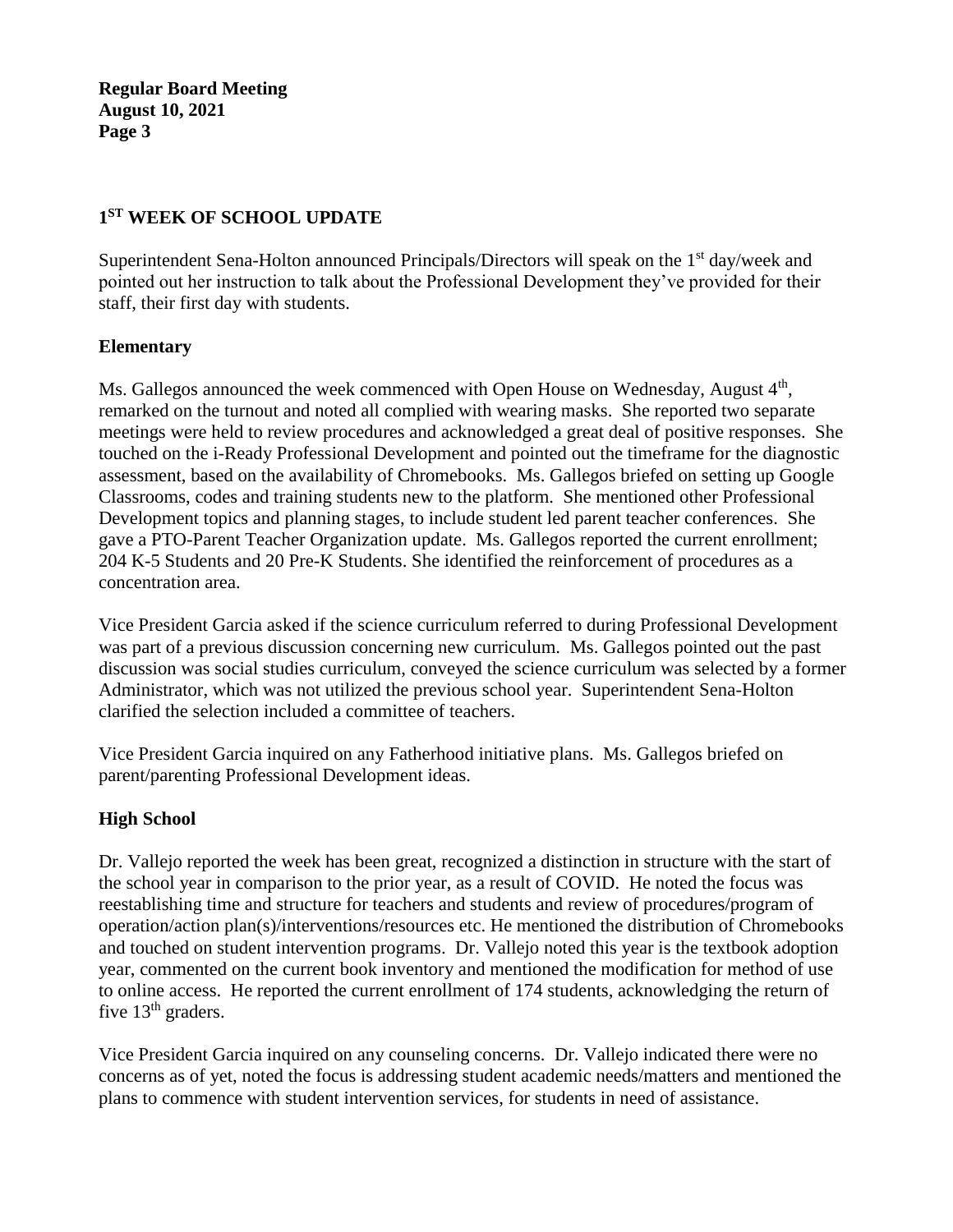## 1ST WEEK OF SCHOOL UPDATE

Superintendent Sena-Holton announced Principals/Directors will speak on the 1st day/week and pointed out her instruction to talk about the Professional Development they've provided for their staff, their first day with students.

### Elementary

Ms. Gallegos announced the week commenced with Open House on Wednesday, August 4th, remarked on the turnout and noted all complied with wearing masks. She reported two separate meetings were held to review procedures and acknowledged a great deal of positive responses. She touched on the i-Ready Professional Development and pointed out the timeframe for the diagnostic assessment, based on the availability of Chromebooks. Ms. Gallegos briefed on setting up Google Classrooms, codes and training students new to the platform. She mentioned other Professional Development topics and planning stages, to include student led parent teacher conferences. She gave a PTO-Parent Teacher Organization update. Ms. Gallegos reported the current enrollment; 204 K-5 Students and 20 Pre-K Students. She identified the reinforcement of procedures as a concentration area.

Vice President Garcia asked if the science curriculum referred to during Professional Development was part of a previous discussion concerning new curriculum. Ms. Gallegos pointed out the past discussion was social studies curriculum, conveyed the science curriculum was selected by a former Administrator, which was not utilized the previous school year. Superintendent Sena-Holton clarified the selection included a committee of teachers.

Vice President Garcia inquired on any Fatherhood initiative plans. Ms. Gallegos briefed on parent/parenting Professional Development ideas.

### High School

Dr. Vallejo reported the week has been great, recognized a distinction in structure with the start of the school year in comparison to the prior year, as a result of COVID. He noted the focus was reestablishing time and structure for teachers and students and review of procedures/program of operation/action plan(s)/interventions/resources etc. He mentioned the distribution of Chromebooks and touched on student intervention programs. Dr. Vallejo noted this year is the textbook adoption year, commented on the current book inventory and mentioned the modification for method of use to online access. He reported the current enrollment of 174 students, acknowledging the return of five 13th graders.

Vice President Garcia inquired on any counseling concerns. Dr. Vallejo indicated there were no concerns as of yet, noted the focus is addressing student academic needs/matters and mentioned the plans to commence with student intervention services, for students in need of assistance.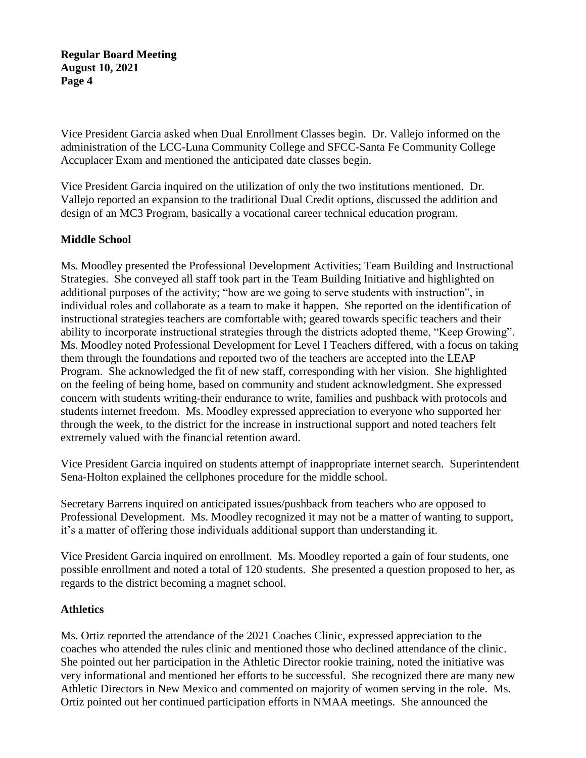Vice President Garcia asked when Dual Enrollment Classes begin. Dr. Vallejo informed on the administration of the LCC-Luna Community College and SFCC-Santa Fe Community College Accuplacer Exam and mentioned the anticipated date classes begin.

Vice President Garcia inquired on the utilization of only the two institutions mentioned. Dr. Vallejo reported an expansion to the traditional Dual Credit options, discussed the addition and design of an MC3 Program, basically a vocational career technical education program.

**Middle School**

Ms. Moodley presented the Professional Development Activities; Team Building and Instructional Strategies. She conveyed all staff took part in the Team Building Initiative and highlighted on additional purposes of the activity; "how are we going to serve students with instruction", in individual roles and collaborate as a team to make it happen. She reported on the identification of instructional strategies teachers are comfortable with; geared towards specific teachers and their ability to incorporate instructional strategies through the districts adopted theme, "Keep Growing". Ms. Moodley noted Professional Development for Level I Teachers differed, with a focus on taking them through the foundations and reported two of the teachers are accepted into the LEAP Program. She acknowledged the fit of new staff, corresponding with her vision. She highlighted on the feeling of being home, based on community and student acknowledgment. She expressed concern with students writing-their endurance to write, families and pushback with protocols and students internet freedom. Ms. Moodley expressed appreciation to everyone who supported her through the week, to the district for the increase in instructional support and noted teachers felt extremely valued with the financial retention award.

Vice President Garcia inquired on students attempt of inappropriate internet search. Superintendent Sena-Holton explained the cellphones procedure for the middle school.

Secretary Barrens inquired on anticipated issues/pushback from teachers who are opposed to Professional Development. Ms. Moodley recognized it may not be a matter of wanting to support, it's a matter of offering those individuals additional support than understanding it.

Vice President Garcia inquired on enrollment. Ms. Moodley reported a gain of four students, one possible enrollment and noted a total of 120 students. She presented a question proposed to her, as regards to the district becoming a magnet school.

**Athletics**

Ms. Ortiz reported the attendance of the 2021 Coaches Clinic, expressed appreciation to the coaches who attended the rules clinic and mentioned those who declined attendance of the clinic. She pointed out her participation in the Athletic Director rookie training, noted the initiative was very informational and mentioned her efforts to be successful. She recognized there are many new Athletic Directors in New Mexico and commented on majority of women serving in the role. Ms. Ortiz pointed out her continued participation efforts in NMAA meetings. She announced the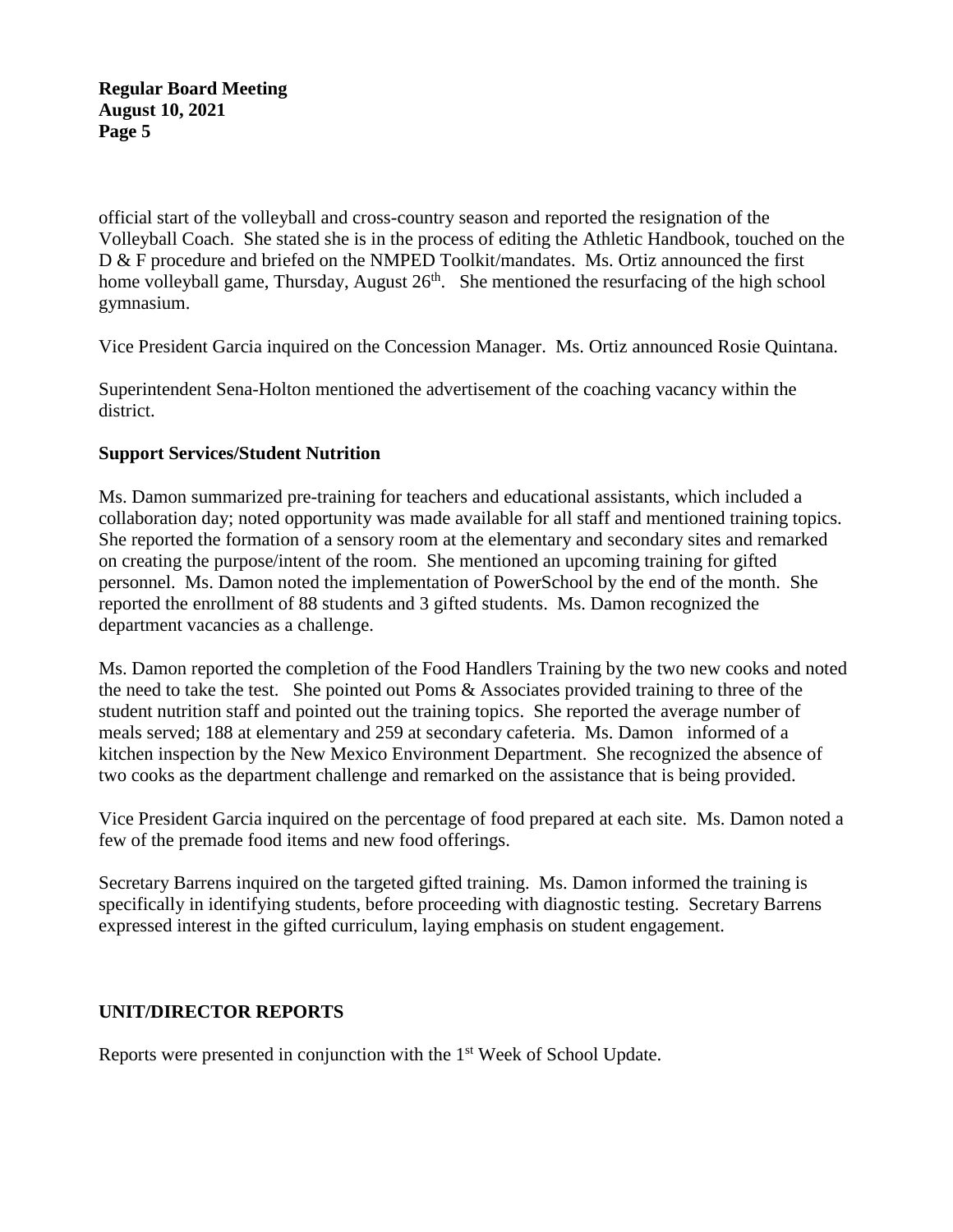official start of the volleyball and cross-country season and reported the resignation of the Volleyball Coach. She stated she is in the process of editing the Athletic Handbook, touched on the D & F procedure and briefed on the NMPED Toolkit/mandates. Ms. Ortiz announced the first home volleyball game, Thursday, August 26th. She mentioned the resurfacing of the high school gymnasium.

Vice President Garcia inquired on the Concession Manager. Ms. Ortiz announced Rosie Quintana.

Superintendent Sena-Holton mentioned the advertisement of the coaching vacancy within the district.

**Support Services/Student Nutrition**

Ms. Damon summarized pre-training for teachers and educational assistants, which included a collaboration day; noted opportunity was made available for all staff and mentioned training topics. She reported the formation of a sensory room at the elementary and secondary sites and remarked on creating the purpose/intent of the room. She mentioned an upcoming training for gifted personnel. Ms. Damon noted the implementation of PowerSchool by the end of the month. She reported the enrollment of 88 students and 3 gifted students. Ms. Damon recognized the department vacancies as a challenge.

Ms. Damon reported the completion of the Food Handlers Training by the two new cooks and noted the need to take the test. She pointed out Poms & Associates provided training to three of the student nutrition staff and pointed out the training topics. She reported the average number of meals served; 188 at elementary and 259 at secondary cafeteria. Ms. Damon informed of a kitchen inspection by the New Mexico Environment Department. She recognized the absence of two cooks as the department challenge and remarked on the assistance that is being provided.

Vice President Garcia inquired on the percentage of food prepared at each site. Ms. Damon noted a few of the premade food items and new food offerings.

Secretary Barrens inquired on the targeted gifted training. Ms. Damon informed the training is specifically in identifying students, before proceeding with diagnostic testing. Secretary Barrens expressed interest in the gifted curriculum, laying emphasis on student engagement.

**UNIT/DIRECTOR REPORTS**

Reports were presented in conjunction with the 1st Week of School Update.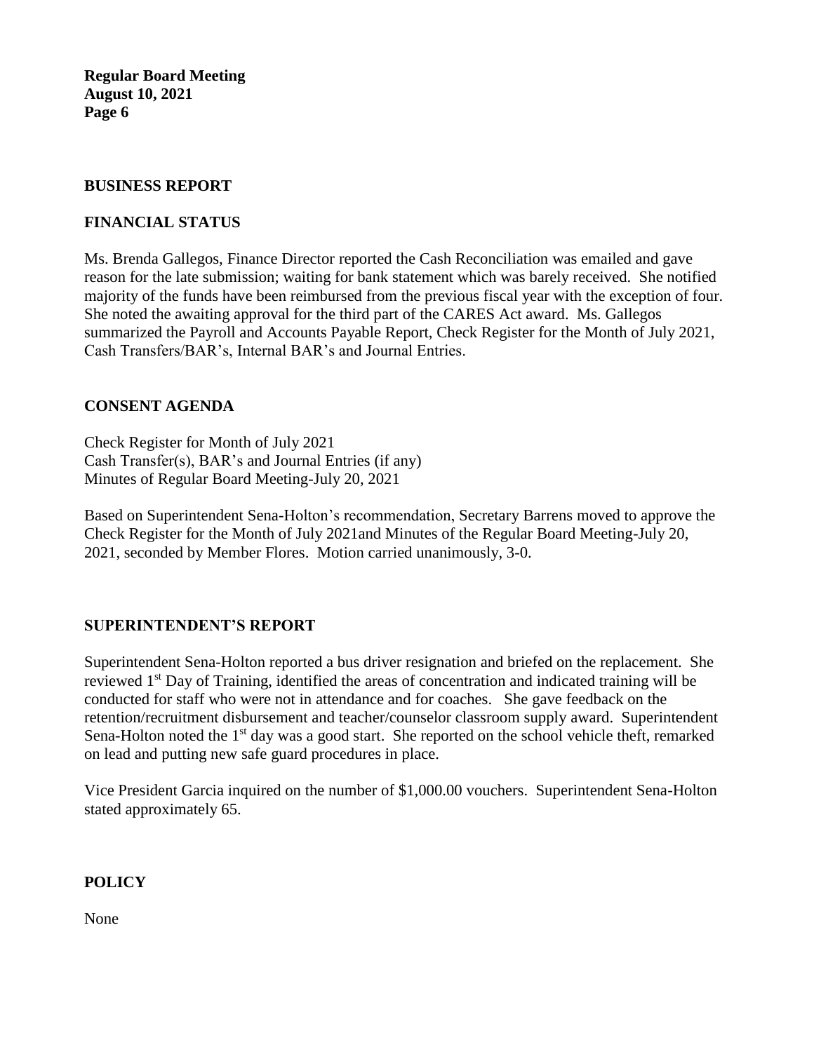## BUSINESS REPORT

### FINANCIAL STATUS

Ms. Brenda Gallegos, Finance Director reported the Cash Reconciliation was emailed and gave reason for the late submission; waiting for bank statement which was barely received. She notified majority of the funds have been reimbursed from the previous fiscal year with the exception of four. She noted the awaiting approval for the third part of the CARES Act award. Ms. Gallegos summarized the Payroll and Accounts Payable Report, Check Register for the Month of July 2021, Cash Transfers/BAR's, Internal BAR's and Journal Entries.

### CONSENT AGENDA

Check Register for Month of July 2021
Cash Transfer(s), BAR's and Journal Entries (if any)
Minutes of Regular Board Meeting-July 20, 2021

Based on Superintendent Sena-Holton's recommendation, Secretary Barrens moved to approve the Check Register for the Month of July 2021and Minutes of the Regular Board Meeting-July 20, 2021, seconded by Member Flores. Motion carried unanimously, 3-0.

## SUPERINTENDENT'S REPORT

Superintendent Sena-Holton reported a bus driver resignation and briefed on the replacement. She reviewed 1st Day of Training, identified the areas of concentration and indicated training will be conducted for staff who were not in attendance and for coaches. She gave feedback on the retention/recruitment disbursement and teacher/counselor classroom supply award. Superintendent Sena-Holton noted the 1st day was a good start. She reported on the school vehicle theft, remarked on lead and putting new safe guard procedures in place.

Vice President Garcia inquired on the number of $1,000.00 vouchers. Superintendent Sena-Holton stated approximately 65.

## POLICY

None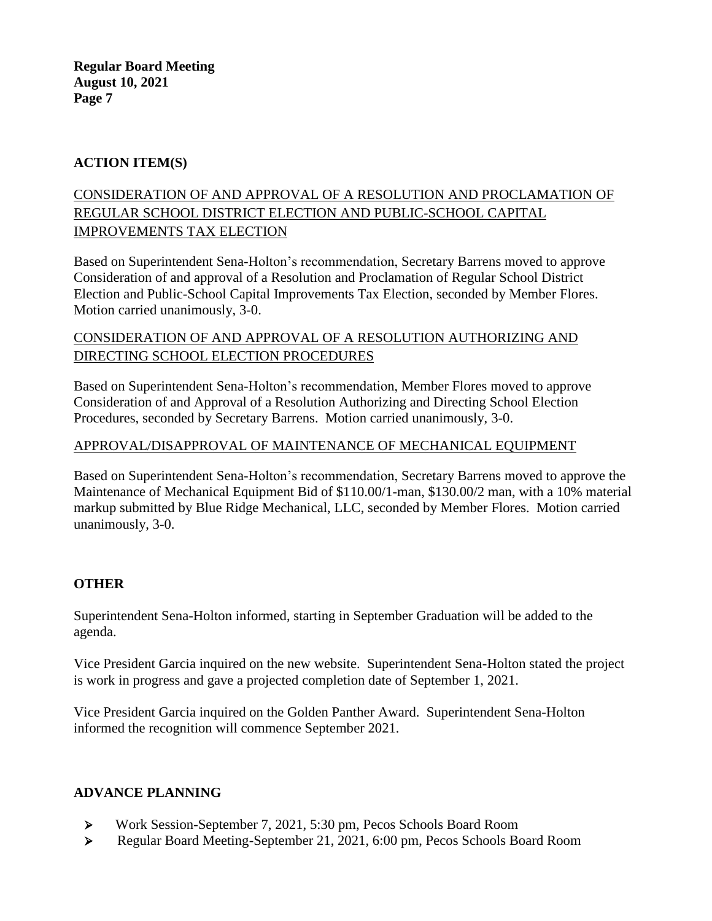## ACTION ITEM(S)

CONSIDERATION OF AND APPROVAL OF A RESOLUTION AND PROCLAMATION OF REGULAR SCHOOL DISTRICT ELECTION AND PUBLIC-SCHOOL CAPITAL IMPROVEMENTS TAX ELECTION

Based on Superintendent Sena-Holton's recommendation, Secretary Barrens moved to approve Consideration of and approval of a Resolution and Proclamation of Regular School District Election and Public-School Capital Improvements Tax Election, seconded by Member Flores. Motion carried unanimously, 3-0.

CONSIDERATION OF AND APPROVAL OF A RESOLUTION AUTHORIZING AND DIRECTING SCHOOL ELECTION PROCEDURES

Based on Superintendent Sena-Holton's recommendation, Member Flores moved to approve Consideration of and Approval of a Resolution Authorizing and Directing School Election Procedures, seconded by Secretary Barrens. Motion carried unanimously, 3-0.

APPROVAL/DISAPPROVAL OF MAINTENANCE OF MECHANICAL EQUIPMENT

Based on Superintendent Sena-Holton's recommendation, Secretary Barrens moved to approve the Maintenance of Mechanical Equipment Bid of $110.00/1-man, $130.00/2 man, with a 10% material markup submitted by Blue Ridge Mechanical, LLC, seconded by Member Flores. Motion carried unanimously, 3-0.

## OTHER

Superintendent Sena-Holton informed, starting in September Graduation will be added to the agenda.

Vice President Garcia inquired on the new website. Superintendent Sena-Holton stated the project is work in progress and gave a projected completion date of September 1, 2021.

Vice President Garcia inquired on the Golden Panther Award. Superintendent Sena-Holton informed the recognition will commence September 2021.

## ADVANCE PLANNING

- Work Session-September 7, 2021, 5:30 pm, Pecos Schools Board Room
- Regular Board Meeting-September 21, 2021, 6:00 pm, Pecos Schools Board Room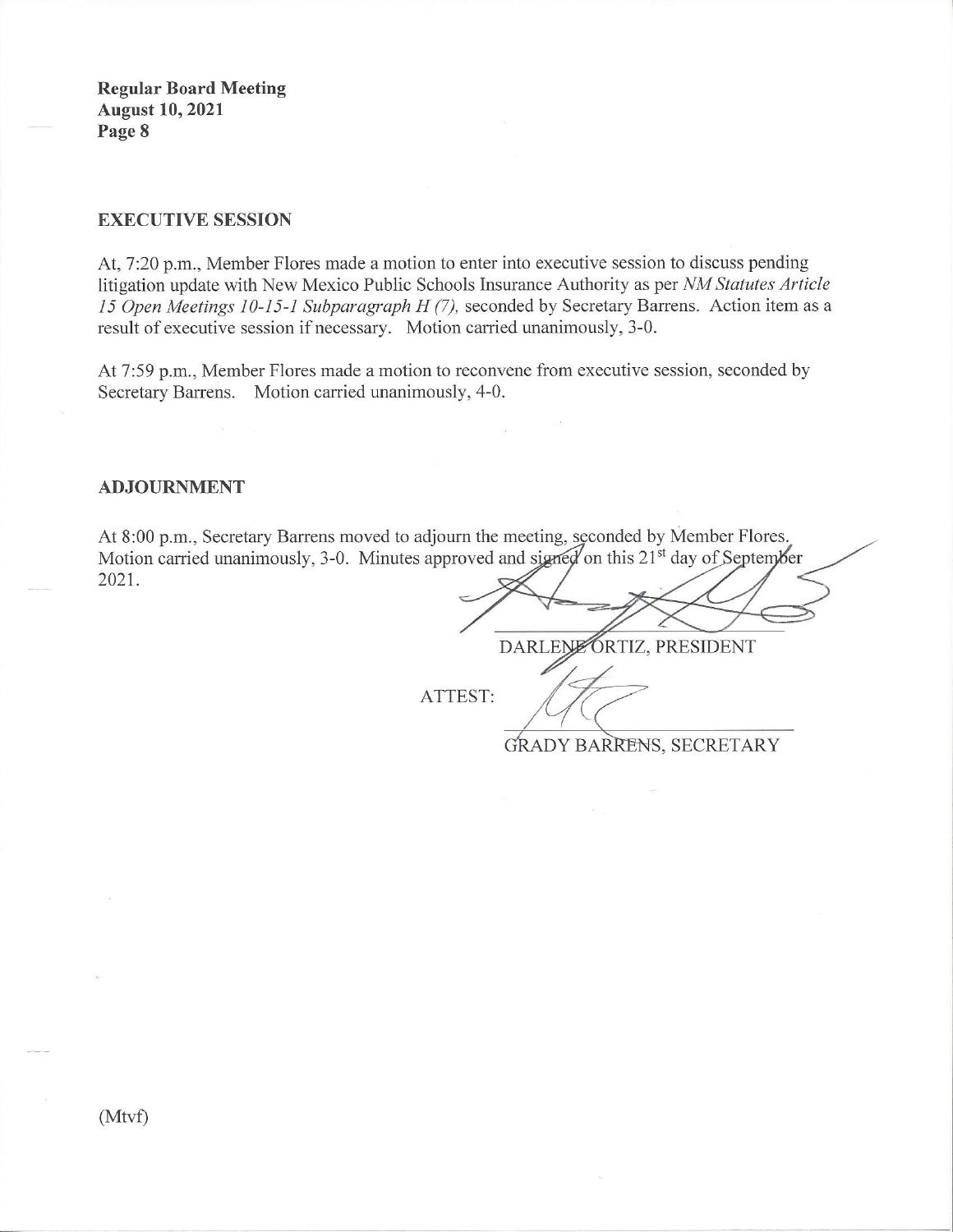## EXECUTIVE SESSION

At, 7:20 p.m., Member Flores made a motion to enter into executive session to discuss pending litigation update with New Mexico Public Schools Insurance Authority as per *NM Statutes Article 15 Open Meetings 10-15-1 Subparagraph H (7),* seconded by Secretary Barrens. Action item as a result of executive session if necessary. Motion carried unanimously, 3-0.

At 7:59 p.m., Member Flores made a motion to reconvene from executive session, seconded by Secretary Barrens. Motion carried unanimously, 4-0.

## ADJOURNMENT

At 8:00 p.m., Secretary Barrens moved to adjourn the meeting, seconded by Member Flores. Motion carried unanimously, 3-0. Minutes approved and signed on this 21st day of September 2021.

DARLENE ORTIZ, PRESIDENT

ATTEST:

GRADY BARRENS, SECRETARY

(Mtvf)